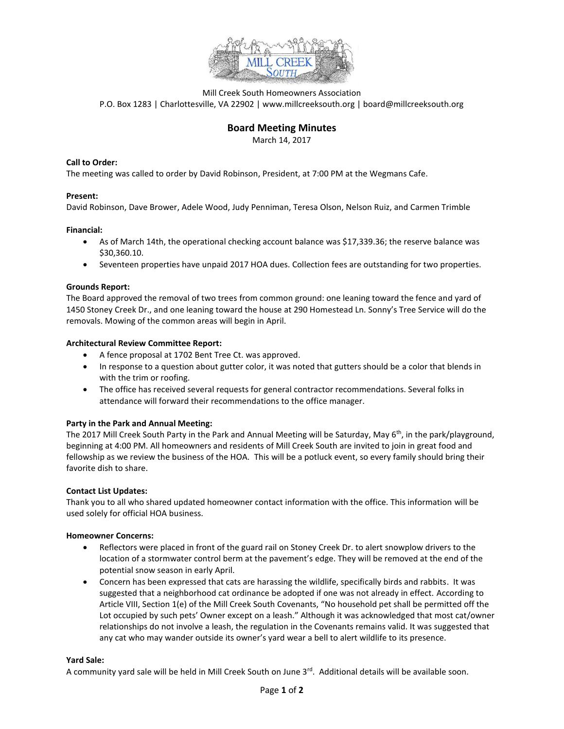Mill Creek South Homeowners Association

P.O. Box 1283 | Charlottesville, VA 22902 | www.millcreeksouth.org | board@millcreeksouth.org

# Board Meeting Minutes

March 14, 2017

**Call to Order:**

The meeting was called to order by David Robinson, President, at 7:00 PM at the Wegmans Cafe.

**Present:**

David Robinson, Dave Brower, Adele Wood, Judy Penniman, Teresa Olson, Nelson Ruiz, and Carmen Trimble

**Financial:**

- As of March 14th, the operational checking account balance was $17,339.36; the reserve balance was $30,360.10.
- Seventeen properties have unpaid 2017 HOA dues. Collection fees are outstanding for two properties.

**Grounds Report:**

The Board approved the removal of two trees from common ground: one leaning toward the fence and yard of 1450 Stoney Creek Dr., and one leaning toward the house at 290 Homestead Ln. Sonny's Tree Service will do the removals. Mowing of the common areas will begin in April.

**Architectural Review Committee Report:**

- A fence proposal at 1702 Bent Tree Ct. was approved.
- In response to a question about gutter color, it was noted that gutters should be a color that blends in with the trim or roofing.
- The office has received several requests for general contractor recommendations. Several folks in attendance will forward their recommendations to the office manager.

**Party in the Park and Annual Meeting:**

The 2017 Mill Creek South Party in the Park and Annual Meeting will be Saturday, May 6th, in the park/playground, beginning at 4:00 PM. All homeowners and residents of Mill Creek South are invited to join in great food and fellowship as we review the business of the HOA. This will be a potluck event, so every family should bring their favorite dish to share.

**Contact List Updates:**

Thank you to all who shared updated homeowner contact information with the office. This information will be used solely for official HOA business.

**Homeowner Concerns:**

- Reflectors were placed in front of the guard rail on Stoney Creek Dr. to alert snowplow drivers to the location of a stormwater control berm at the pavement's edge. They will be removed at the end of the potential snow season in early April.
- Concern has been expressed that cats are harassing the wildlife, specifically birds and rabbits. It was suggested that a neighborhood cat ordinance be adopted if one was not already in effect. According to Article VIII, Section 1(e) of the Mill Creek South Covenants, "No household pet shall be permitted off the Lot occupied by such pets' Owner except on a leash." Although it was acknowledged that most cat/owner relationships do not involve a leash, the regulation in the Covenants remains valid. It was suggested that any cat who may wander outside its owner's yard wear a bell to alert wildlife to its presence.

**Yard Sale:**

A community yard sale will be held in Mill Creek South on June 3rd. Additional details will be available soon.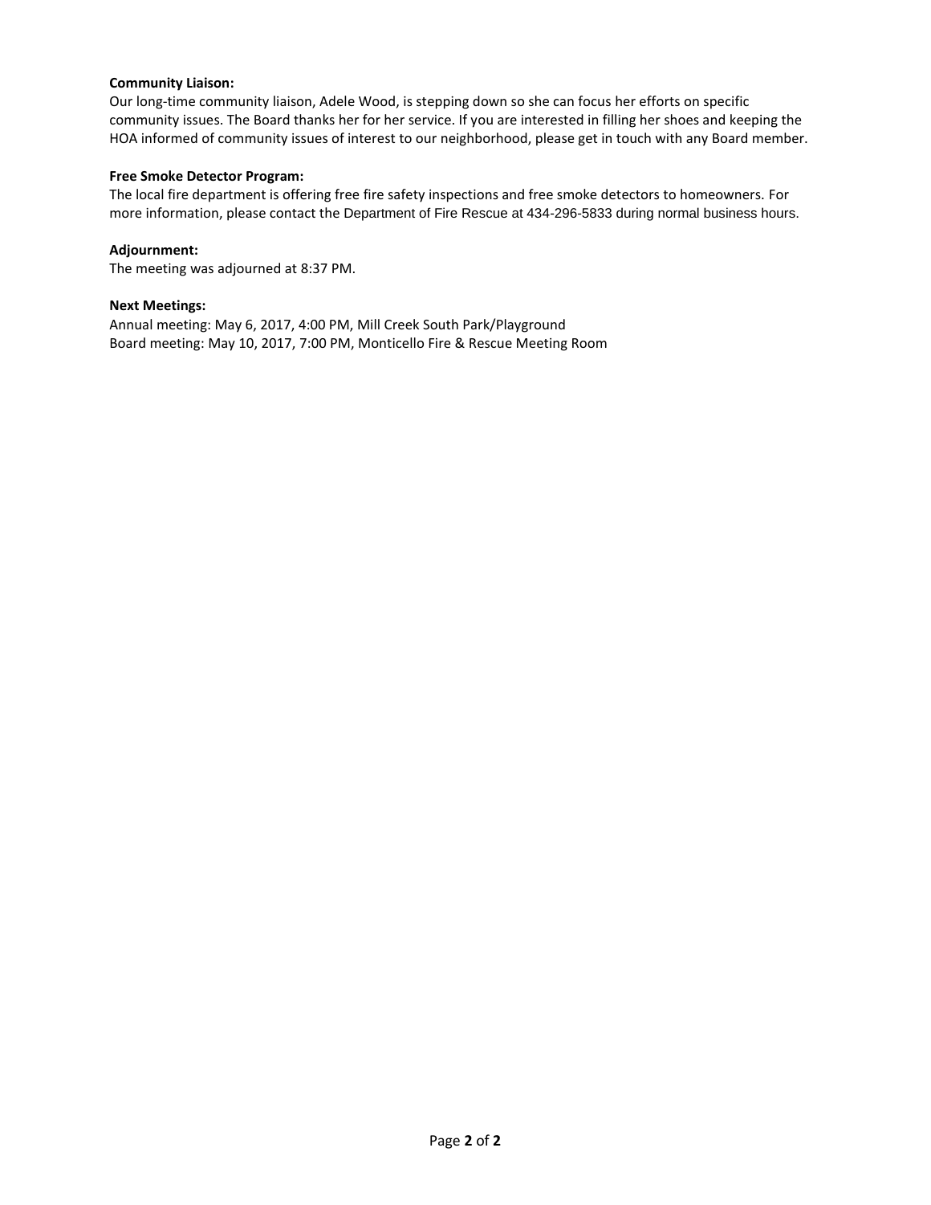**Community Liaison:**
Our long-time community liaison, Adele Wood, is stepping down so she can focus her efforts on specific community issues. The Board thanks her for her service. If you are interested in filling her shoes and keeping the HOA informed of community issues of interest to our neighborhood, please get in touch with any Board member.

**Free Smoke Detector Program:**
The local fire department is offering free fire safety inspections and free smoke detectors to homeowners. For more information, please contact the Department of Fire Rescue at 434-296-5833 during normal business hours.

**Adjournment:**
The meeting was adjourned at 8:37 PM.

**Next Meetings:**
Annual meeting: May 6, 2017, 4:00 PM, Mill Creek South Park/Playground
Board meeting: May 10, 2017, 7:00 PM, Monticello Fire & Rescue Meeting Room